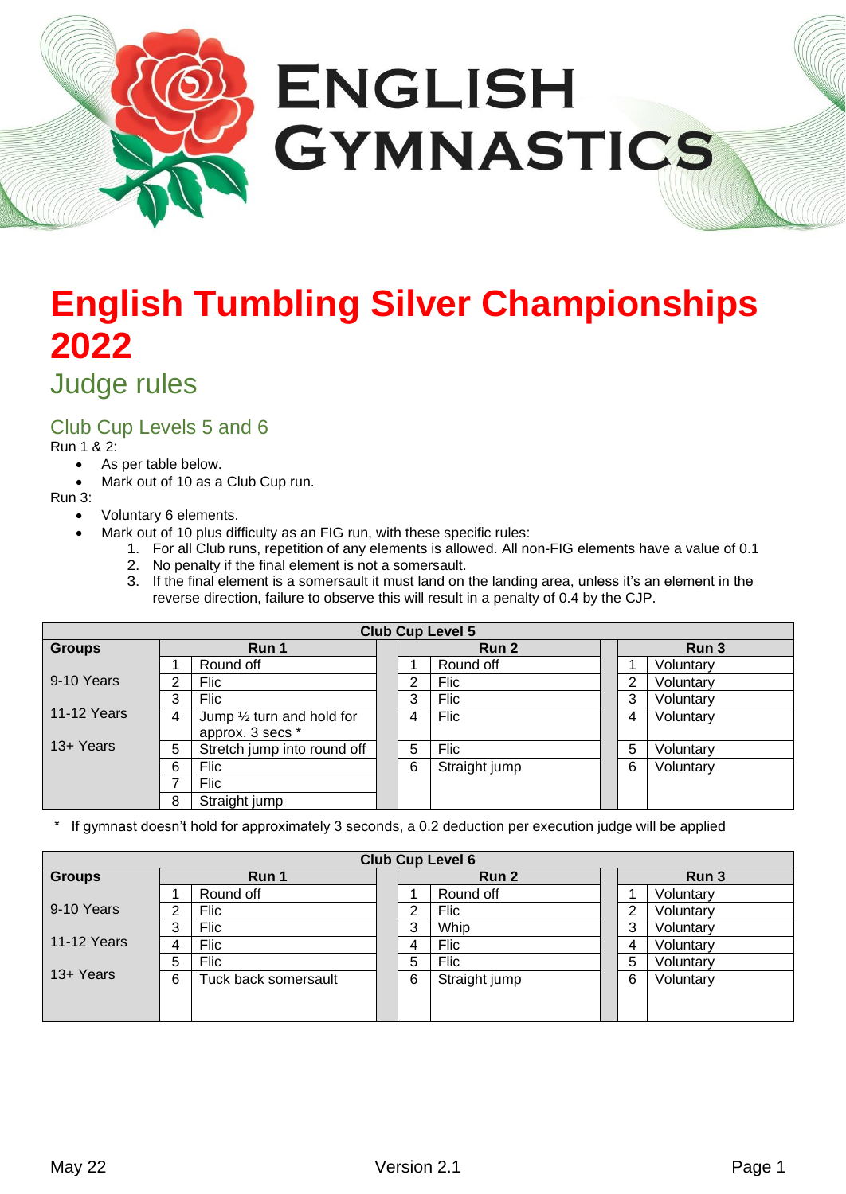# English Tumbling Silver Championships 2022

## Judge rules

### Club Cup Levels 5 and 6

Run 1 & 2:

- As per table below.
- Mark out of 10 as a Club Cup run.

Run 3:

- Voluntary 6 elements.
- Mark out of 10 plus difficulty as an FIG run, with these specific rules:
    1. For all Club runs, repetition of any elements is allowed. All non-FIG elements have a value of 0.1
    2. No penalty if the final element is not a somersault.
    3. If the final element is a somersault it must land on the landing area, unless it's an element in the reverse direction, failure to observe this will result in a penalty of 0.4 by the CJP.

| Club Cup Level 5 | | | | | | | |
|---|---|---|---|---|---|---|---|
| **Groups** | **Run 1** | | | **Run 2** | | **Run 3** | |
| 9-10 Years | 1 | Round off | | 1 | Round off | 1 | Voluntary |
| | 2 | Flic | | 2 | Flic | 2 | Voluntary |
| 11-12 Years | 3 | Flic | | 3 | Flic | 3 | Voluntary |
| | 4 | Jump ½ turn and hold for approx. 3 secs * | | 4 | Flic | 4 | Voluntary |
| 13+ Years | 5 | Stretch jump into round off | | 5 | Flic | 5 | Voluntary |
| | 6 | Flic | | 6 | Straight jump | 6 | Voluntary |
| | 7 | Flic | | | | | |
| | 8 | Straight jump | | | | | |

\* If gymnast doesn't hold for approximately 3 seconds, a 0.2 deduction per execution judge will be applied

| Club Cup Level 6 | | | | | | | |
|---|---|---|---|---|---|---|---|
| **Groups** | **Run 1** | | | **Run 2** | | **Run 3** | |
| 9-10 Years | 1 | Round off | | 1 | Round off | 1 | Voluntary |
| | 2 | Flic | | 2 | Flic | 2 | Voluntary |
| 11-12 Years | 3 | Flic | | 3 | Whip | 3 | Voluntary |
| | 4 | Flic | | 4 | Flic | 4 | Voluntary |
| 13+ Years | 5 | Flic | | 5 | Flic | 5 | Voluntary |
| | 6 | Tuck back somersault | | 6 | Straight jump | 6 | Voluntary |

May 22 | Version 2.1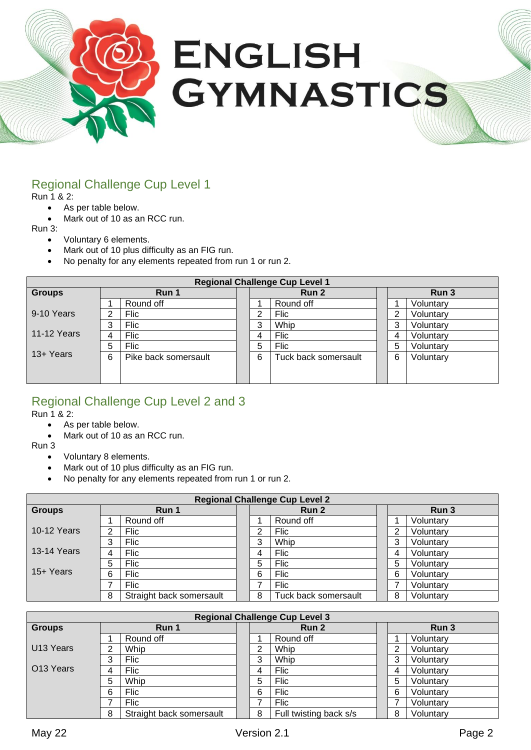# English Gymnastics

## Regional Challenge Cup Level 1

Run 1 & 2:

- As per table below.
- Mark out of 10 as an RCC run.

Run 3:

- Voluntary 6 elements.
- Mark out of 10 plus difficulty as an FIG run.
- No penalty for any elements repeated from run 1 or run 2.

| Regional Challenge Cup Level 1 | | | | | | | |
|---|---|---|---|---|---|---|---|
| **Groups** | **Run 1** | | **Run 2** | | | **Run 3** | |
| 9-10 Years | 1 | Round off | 1 | Round off | | 1 | Voluntary |
| | 2 | Flic | 2 | Flic | | 2 | Voluntary |
| 11-12 Years | 3 | Flic | 3 | Whip | | 3 | Voluntary |
| | 4 | Flic | 4 | Flic | | 4 | Voluntary |
| 13+ Years | 5 | Flic | 5 | Flic | | 5 | Voluntary |
| | 6 | Pike back somersault | 6 | Tuck back somersault | | 6 | Voluntary |

## Regional Challenge Cup Level 2 and 3

Run 1 & 2:

- As per table below.
- Mark out of 10 as an RCC run.

Run 3

- Voluntary 8 elements.
- Mark out of 10 plus difficulty as an FIG run.
- No penalty for any elements repeated from run 1 or run 2.

| Regional Challenge Cup Level 2 | | | | | | | |
|---|---|---|---|---|---|---|---|
| **Groups** | **Run 1** | | **Run 2** | | | **Run 3** | |
| 10-12 Years | 1 | Round off | 1 | Round off | | 1 | Voluntary |
| | 2 | Flic | 2 | Flic | | 2 | Voluntary |
| 13-14 Years | 3 | Flic | 3 | Whip | | 3 | Voluntary |
| | 4 | Flic | 4 | Flic | | 4 | Voluntary |
| 15+ Years | 5 | Flic | 5 | Flic | | 5 | Voluntary |
| | 6 | Flic | 6 | Flic | | 6 | Voluntary |
| | 7 | Flic | 7 | Flic | | 7 | Voluntary |
| | 8 | Straight back somersault | 8 | Tuck back somersault | | 8 | Voluntary |

| Regional Challenge Cup Level 3 | | | | | | | |
|---|---|---|---|---|---|---|---|
| **Groups** | **Run 1** | | **Run 2** | | | **Run 3** | |
| U13 Years | 1 | Round off | 1 | Round off | | 1 | Voluntary |
| | 2 | Whip | 2 | Whip | | 2 | Voluntary |
| O13 Years | 3 | Flic | 3 | Whip | | 3 | Voluntary |
| | 4 | Flic | 4 | Flic | | 4 | Voluntary |
| | 5 | Whip | 5 | Flic | | 5 | Voluntary |
| | 6 | Flic | 6 | Flic | | 6 | Voluntary |
| | 7 | Flic | 7 | Flic | | 7 | Voluntary |
| | 8 | Straight back somersault | 8 | Full twisting back s/s | | 8 | Voluntary |

May 22 Version 2.1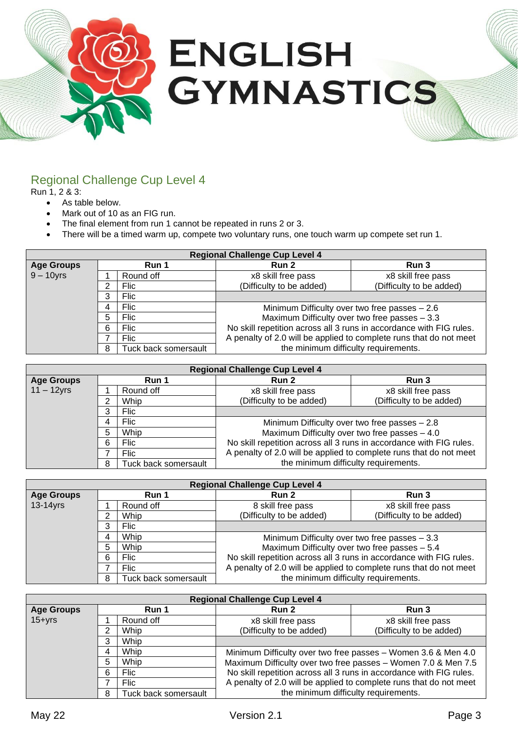# ENGLISH GYMNASTICS

## Regional Challenge Cup Level 4

Run 1, 2 & 3:

- As table below.
- Mark out of 10 as an FIG run.
- The final element from run 1 cannot be repeated in runs 2 or 3.
- There will be a timed warm up, compete two voluntary runs, one touch warm up compete set run 1.

| Regional Challenge Cup Level 4 | | | | |
|---|---|---|---|---|
| **Age Groups** | **Run 1** | | **Run 2** | **Run 3** |
| 9 – 10yrs | 1 | Round off | x8 skill free pass (Difficulty to be added) | x8 skill free pass (Difficulty to be added) |
| | 2 | Flic | | |
| | 3 | Flic | | |
| | 4 | Flic | Minimum Difficulty over two free passes – 2.6 Maximum Difficulty over two free passes – 3.3 No skill repetition across all 3 runs in accordance with FIG rules. A penalty of 2.0 will be applied to complete runs that do not meet the minimum difficulty requirements. | |
| | 5 | Flic | | |
| | 6 | Flic | | |
| | 7 | Flic | | |
| | 8 | Tuck back somersault | | |

| Regional Challenge Cup Level 4 | | | | |
|---|---|---|---|---|
| **Age Groups** | **Run 1** | | **Run 2** | **Run 3** |
| 11 – 12yrs | 1 | Round off | x8 skill free pass (Difficulty to be added) | x8 skill free pass (Difficulty to be added) |
| | 2 | Whip | | |
| | 3 | Flic | | |
| | 4 | Flic | Minimum Difficulty over two free passes – 2.8 Maximum Difficulty over two free passes – 4.0 No skill repetition across all 3 runs in accordance with FIG rules. A penalty of 2.0 will be applied to complete runs that do not meet the minimum difficulty requirements. | |
| | 5 | Whip | | |
| | 6 | Flic | | |
| | 7 | Flic | | |
| | 8 | Tuck back somersault | | |

| Regional Challenge Cup Level 4 | | | | |
|---|---|---|---|---|
| **Age Groups** | **Run 1** | | **Run 2** | **Run 3** |
| 13-14yrs | 1 | Round off | 8 skill free pass (Difficulty to be added) | x8 skill free pass (Difficulty to be added) |
| | 2 | Whip | | |
| | 3 | Flic | | |
| | 4 | Whip | Minimum Difficulty over two free passes – 3.3 Maximum Difficulty over two free passes – 5.4 No skill repetition across all 3 runs in accordance with FIG rules. A penalty of 2.0 will be applied to complete runs that do not meet the minimum difficulty requirements. | |
| | 5 | Whip | | |
| | 6 | Flic | | |
| | 7 | Flic | | |
| | 8 | Tuck back somersault | | |

| Regional Challenge Cup Level 4 | | | | |
|---|---|---|---|---|
| **Age Groups** | **Run 1** | | **Run 2** | **Run 3** |
| 15+yrs | 1 | Round off | x8 skill free pass (Difficulty to be added) | x8 skill free pass (Difficulty to be added) |
| | 2 | Whip | | |
| | 3 | Whip | | |
| | 4 | Whip | Minimum Difficulty over two free passes – Women 3.6 & Men 4.0 Maximum Difficulty over two free passes – Women 7.0 & Men 7.5 No skill repetition across all 3 runs in accordance with FIG rules. A penalty of 2.0 will be applied to complete runs that do not meet the minimum difficulty requirements. | |
| | 5 | Whip | | |
| | 6 | Flic | | |
| | 7 | Flic | | |
| | 8 | Tuck back somersault | | |

May 22 Version 2.1